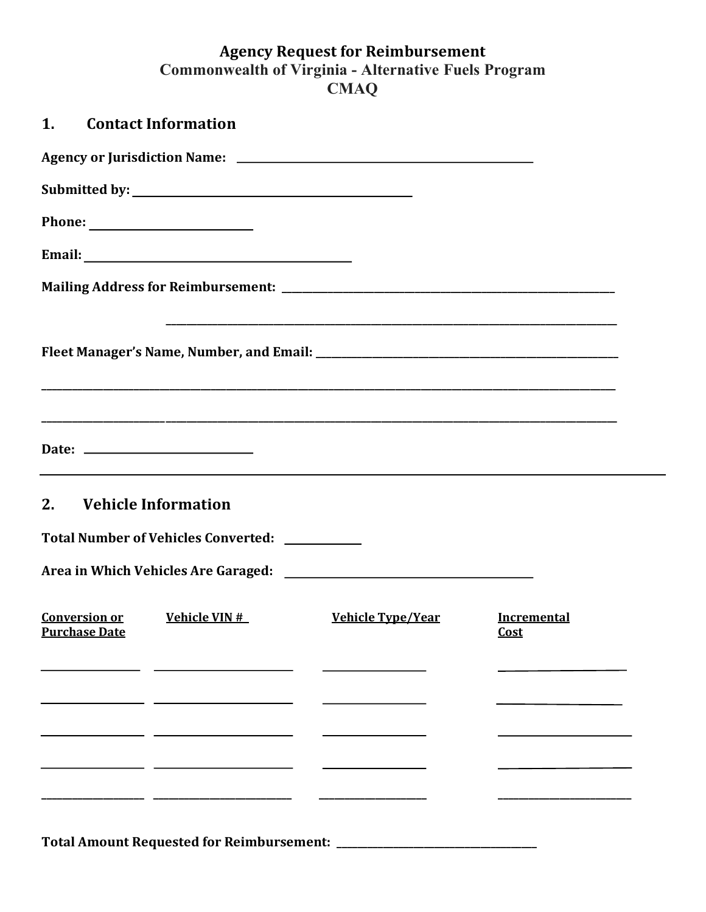# Agency Request for Reimbursement

## Commonwealth of Virginia - Alternative Fuels Program

## CMAQ

## 1. Contact Information

**Agency or Jurisdiction Name:** ______________________________

**Submitted by:** ______________________________

**Phone:** ____________________

**Email:** ______________________________

**Mailing Address for Reimbursement:** ______________________________

______________________________

**Fleet Manager's Name, Number, and Email:** ______________________________

______________________________

______________________________

**Date:** ____________________

---

## 2. Vehicle Information

**Total Number of Vehicles Converted:** __________

**Area in Which Vehicles Are Garaged:** ______________________________

| Conversion or Purchase Date | Vehicle VIN # | Vehicle Type/Year | Incremental Cost |
|---|---|---|---|
| | | | |
| | | | |
| | | | |
| | | | |
| | | | |

**Total Amount Requested for Reimbursement:** ______________________________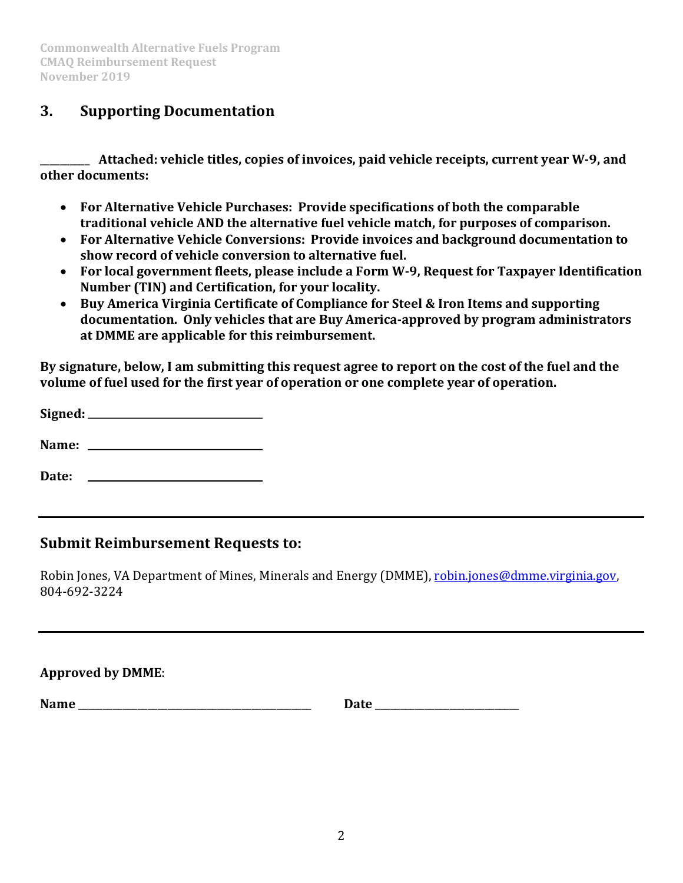## 3. Supporting Documentation

**__________ Attached: vehicle titles, copies of invoices, paid vehicle receipts, current year W-9, and other documents:**

- **For Alternative Vehicle Purchases: Provide specifications of both the comparable traditional vehicle AND the alternative fuel vehicle match, for purposes of comparison.**
- **For Alternative Vehicle Conversions: Provide invoices and background documentation to show record of vehicle conversion to alternative fuel.**
- **For local government fleets, please include a Form W-9, Request for Taxpayer Identification Number (TIN) and Certification, for your locality.**
- **Buy America Virginia Certificate of Compliance for Steel & Iron Items and supporting documentation. Only vehicles that are Buy America-approved by program administrators at DMME are applicable for this reimbursement.**

**By signature, below, I am submitting this request agree to report on the cost of the fuel and the volume of fuel used for the first year of operation or one complete year of operation.**

**Signed:** ______________________________

**Name:** ______________________________

**Date:** ______________________________

---

## Submit Reimbursement Requests to:

Robin Jones, VA Department of Mines, Minerals and Energy (DMME), robin.jones@dmme.virginia.gov, 804-692-3224

---

**Approved by DMME**:

**Name** ________________________________________ **Date** __________________________